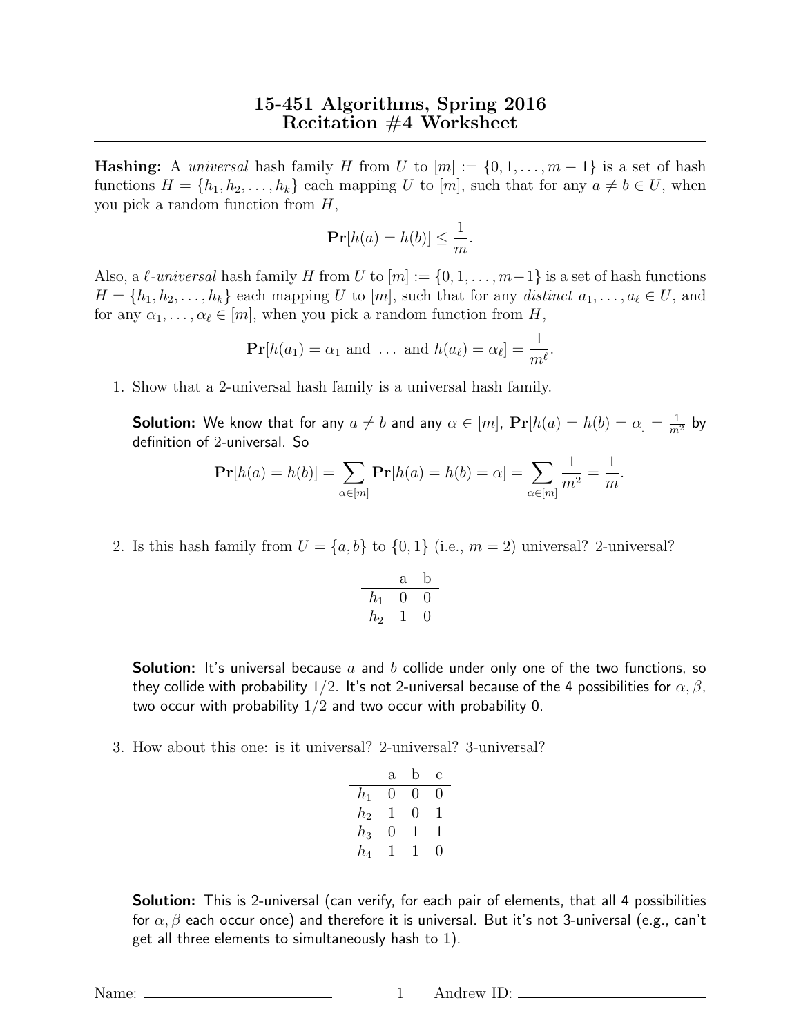# 15-451 Algorithms, Spring 2016
## Recitation #4 Worksheet

**Hashing:** A *universal* hash family $H$ from $U$ to $[m] := \{0, 1, \ldots, m-1\}$ is a set of hash functions $H = \{h_1, h_2, \ldots, h_k\}$ each mapping $U$ to $[m]$, such that for any $a \neq b \in U$, when you pick a random function from $H$,

$$\mathbf{Pr}[h(a) = h(b)] \leq \frac{1}{m}.$$

Also, a $\ell$-*universal* hash family $H$ from $U$ to $[m] := \{0, 1, \ldots, m-1\}$ is a set of hash functions $H = \{h_1, h_2, \ldots, h_k\}$ each mapping $U$ to $[m]$, such that for any *distinct* $a_1, \ldots, a_\ell \in U$, and for any $\alpha_1, \ldots, \alpha_\ell \in [m]$, when you pick a random function from $H$,

$$\mathbf{Pr}[h(a_1) = \alpha_1 \text{ and } \ldots \text{ and } h(a_\ell) = \alpha_\ell] = \frac{1}{m^\ell}.$$

1. Show that a 2-universal hash family is a universal hash family.

   **Solution:** We know that for any $a \neq b$ and any $\alpha \in [m]$, $\mathbf{Pr}[h(a) = h(b) = \alpha] = \frac{1}{m^2}$ by definition of 2-universal. So

   $$\mathbf{Pr}[h(a) = h(b)] = \sum_{\alpha \in [m]} \mathbf{Pr}[h(a) = h(b) = \alpha] = \sum_{\alpha \in [m]} \frac{1}{m^2} = \frac{1}{m}.$$

2. Is this hash family from $U = \{a, b\}$ to $\{0, 1\}$ (i.e., $m = 2$) universal? 2-universal?

   |  | a | b |
   |---|---|---|
   | $h_1$ | 0 | 0 |
   | $h_2$ | 1 | 0 |

   **Solution:** It's universal because $a$ and $b$ collide under only one of the two functions, so they collide with probability $1/2$. It's not 2-universal because of the 4 possibilities for $\alpha, \beta$, two occur with probability $1/2$ and two occur with probability 0.

3. How about this one: is it universal? 2-universal? 3-universal?

   |  | a | b | c |
   |---|---|---|---|
   | $h_1$ | 0 | 0 | 0 |
   | $h_2$ | 1 | 0 | 1 |
   | $h_3$ | 0 | 1 | 1 |
   | $h_4$ | 1 | 1 | 0 |

   **Solution:** This is 2-universal (can verify, for each pair of elements, that all 4 possibilities for $\alpha, \beta$ each occur once) and therefore it is universal. But it's not 3-universal (e.g., can't get all three elements to simultaneously hash to 1).

Name: ____________________ Andrew ID: ____________________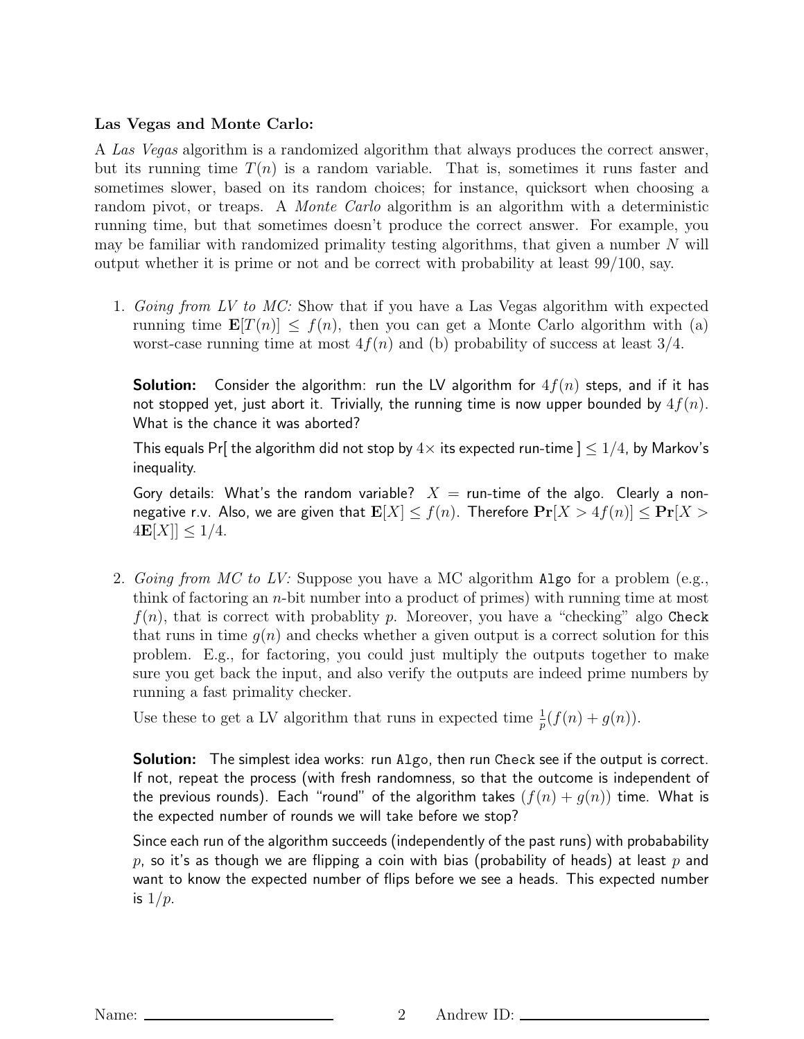**Las Vegas and Monte Carlo:**

A *Las Vegas* algorithm is a randomized algorithm that always produces the correct answer, but its running time $T(n)$ is a random variable. That is, sometimes it runs faster and sometimes slower, based on its random choices; for instance, quicksort when choosing a random pivot, or treaps. A *Monte Carlo* algorithm is an algorithm with a deterministic running time, but that sometimes doesn't produce the correct answer. For example, you may be familiar with randomized primality testing algorithms, that given a number $N$ will output whether it is prime or not and be correct with probability at least 99/100, say.

1. *Going from LV to MC:* Show that if you have a Las Vegas algorithm with expected running time $\mathbf{E}[T(n)] \leq f(n)$, then you can get a Monte Carlo algorithm with (a) worst-case running time at most $4f(n)$ and (b) probability of success at least 3/4.

   **Solution:** Consider the algorithm: run the LV algorithm for $4f(n)$ steps, and if it has not stopped yet, just abort it. Trivially, the running time is now upper bounded by $4f(n)$. What is the chance it was aborted?

   This equals Pr[ the algorithm did not stop by $4\times$ its expected run-time ] $\leq 1/4$, by Markov's inequality.

   Gory details: What's the random variable? $X$ = run-time of the algo. Clearly a non-negative r.v. Also, we are given that $\mathbf{E}[X] \leq f(n)$. Therefore $\mathbf{Pr}[X > 4f(n)] \leq \mathbf{Pr}[X > 4\mathbf{E}[X]] \leq 1/4$.

2. *Going from MC to LV:* Suppose you have a MC algorithm `Algo` for a problem (e.g., think of factoring an $n$-bit number into a product of primes) with running time at most $f(n)$, that is correct with probablity $p$. Moreover, you have a "checking" algo `Check` that runs in time $g(n)$ and checks whether a given output is a correct solution for this problem. E.g., for factoring, you could just multiply the outputs together to make sure you get back the input, and also verify the outputs are indeed prime numbers by running a fast primality checker.

   Use these to get a LV algorithm that runs in expected time $\frac{1}{p}(f(n) + g(n))$.

   **Solution:** The simplest idea works: run `Algo`, then run `Check` see if the output is correct. If not, repeat the process (with fresh randomness, so that the outcome is independent of the previous rounds). Each "round" of the algorithm takes $(f(n) + g(n))$ time. What is the expected number of rounds we will take before we stop?

   Since each run of the algorithm succeeds (independently of the past runs) with probabability $p$, so it's as though we are flipping a coin with bias (probability of heads) at least $p$ and want to know the expected number of flips before we see a heads. This expected number is $1/p$.

Name: ______________________ Andrew ID: ______________________